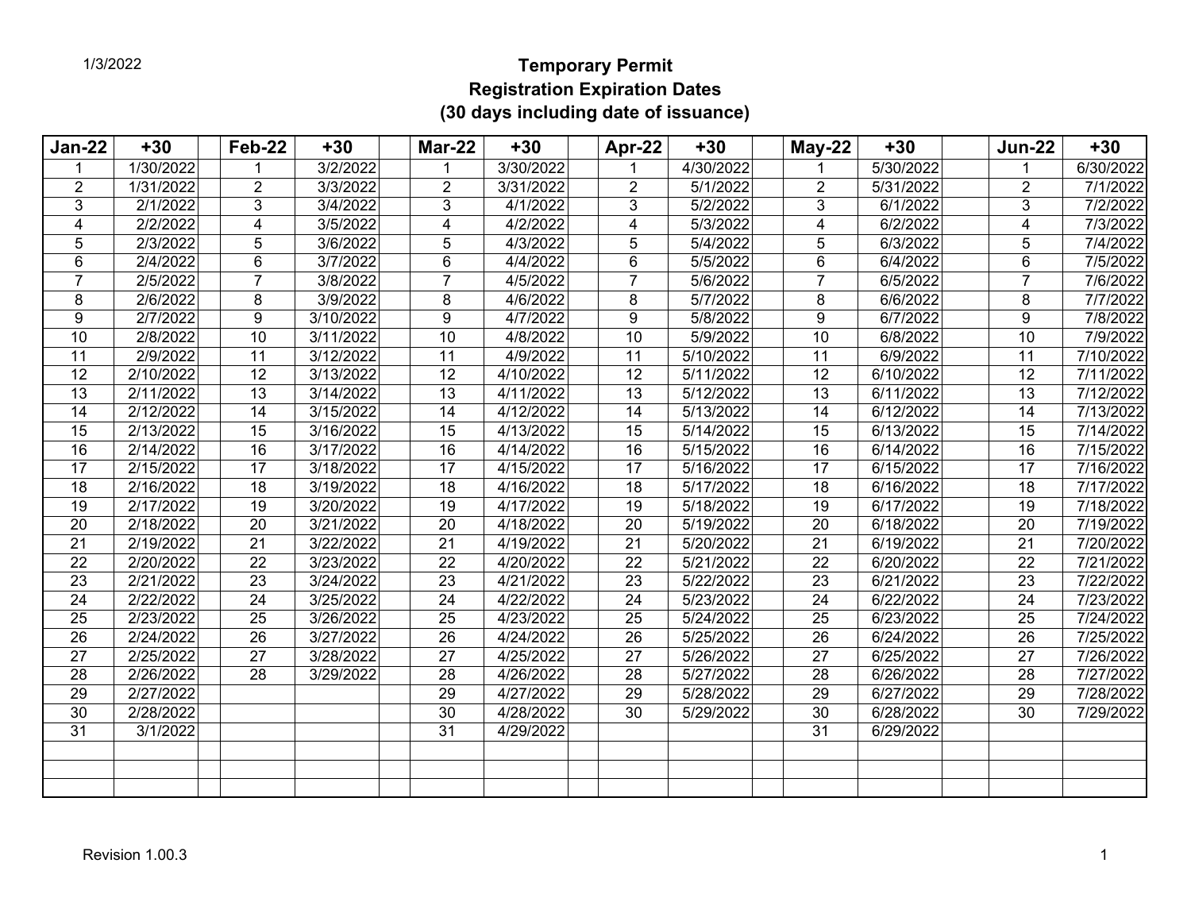1/3/2022

# Temporary Permit
# Registration Expiration Dates
# (30 days including date of issuance)

| Jan-22 | +30 | | Feb-22 | +30 | | Mar-22 | +30 | | Apr-22 | +30 | | May-22 | +30 | | Jun-22 | +30 |
|---|---|---|---|---|---|---|---|---|---|---|---|---|---|---|---|---|
| 1 | 1/30/2022 | | 1 | 3/2/2022 | | 1 | 3/30/2022 | | 1 | 4/30/2022 | | 1 | 5/30/2022 | | 1 | 6/30/2022 |
| 2 | 1/31/2022 | | 2 | 3/3/2022 | | 2 | 3/31/2022 | | 2 | 5/1/2022 | | 2 | 5/31/2022 | | 2 | 7/1/2022 |
| 3 | 2/1/2022 | | 3 | 3/4/2022 | | 3 | 4/1/2022 | | 3 | 5/2/2022 | | 3 | 6/1/2022 | | 3 | 7/2/2022 |
| 4 | 2/2/2022 | | 4 | 3/5/2022 | | 4 | 4/2/2022 | | 4 | 5/3/2022 | | 4 | 6/2/2022 | | 4 | 7/3/2022 |
| 5 | 2/3/2022 | | 5 | 3/6/2022 | | 5 | 4/3/2022 | | 5 | 5/4/2022 | | 5 | 6/3/2022 | | 5 | 7/4/2022 |
| 6 | 2/4/2022 | | 6 | 3/7/2022 | | 6 | 4/4/2022 | | 6 | 5/5/2022 | | 6 | 6/4/2022 | | 6 | 7/5/2022 |
| 7 | 2/5/2022 | | 7 | 3/8/2022 | | 7 | 4/5/2022 | | 7 | 5/6/2022 | | 7 | 6/5/2022 | | 7 | 7/6/2022 |
| 8 | 2/6/2022 | | 8 | 3/9/2022 | | 8 | 4/6/2022 | | 8 | 5/7/2022 | | 8 | 6/6/2022 | | 8 | 7/7/2022 |
| 9 | 2/7/2022 | | 9 | 3/10/2022 | | 9 | 4/7/2022 | | 9 | 5/8/2022 | | 9 | 6/7/2022 | | 9 | 7/8/2022 |
| 10 | 2/8/2022 | | 10 | 3/11/2022 | | 10 | 4/8/2022 | | 10 | 5/9/2022 | | 10 | 6/8/2022 | | 10 | 7/9/2022 |
| 11 | 2/9/2022 | | 11 | 3/12/2022 | | 11 | 4/9/2022 | | 11 | 5/10/2022 | | 11 | 6/9/2022 | | 11 | 7/10/2022 |
| 12 | 2/10/2022 | | 12 | 3/13/2022 | | 12 | 4/10/2022 | | 12 | 5/11/2022 | | 12 | 6/10/2022 | | 12 | 7/11/2022 |
| 13 | 2/11/2022 | | 13 | 3/14/2022 | | 13 | 4/11/2022 | | 13 | 5/12/2022 | | 13 | 6/11/2022 | | 13 | 7/12/2022 |
| 14 | 2/12/2022 | | 14 | 3/15/2022 | | 14 | 4/12/2022 | | 14 | 5/13/2022 | | 14 | 6/12/2022 | | 14 | 7/13/2022 |
| 15 | 2/13/2022 | | 15 | 3/16/2022 | | 15 | 4/13/2022 | | 15 | 5/14/2022 | | 15 | 6/13/2022 | | 15 | 7/14/2022 |
| 16 | 2/14/2022 | | 16 | 3/17/2022 | | 16 | 4/14/2022 | | 16 | 5/15/2022 | | 16 | 6/14/2022 | | 16 | 7/15/2022 |
| 17 | 2/15/2022 | | 17 | 3/18/2022 | | 17 | 4/15/2022 | | 17 | 5/16/2022 | | 17 | 6/15/2022 | | 17 | 7/16/2022 |
| 18 | 2/16/2022 | | 18 | 3/19/2022 | | 18 | 4/16/2022 | | 18 | 5/17/2022 | | 18 | 6/16/2022 | | 18 | 7/17/2022 |
| 19 | 2/17/2022 | | 19 | 3/20/2022 | | 19 | 4/17/2022 | | 19 | 5/18/2022 | | 19 | 6/17/2022 | | 19 | 7/18/2022 |
| 20 | 2/18/2022 | | 20 | 3/21/2022 | | 20 | 4/18/2022 | | 20 | 5/19/2022 | | 20 | 6/18/2022 | | 20 | 7/19/2022 |
| 21 | 2/19/2022 | | 21 | 3/22/2022 | | 21 | 4/19/2022 | | 21 | 5/20/2022 | | 21 | 6/19/2022 | | 21 | 7/20/2022 |
| 22 | 2/20/2022 | | 22 | 3/23/2022 | | 22 | 4/20/2022 | | 22 | 5/21/2022 | | 22 | 6/20/2022 | | 22 | 7/21/2022 |
| 23 | 2/21/2022 | | 23 | 3/24/2022 | | 23 | 4/21/2022 | | 23 | 5/22/2022 | | 23 | 6/21/2022 | | 23 | 7/22/2022 |
| 24 | 2/22/2022 | | 24 | 3/25/2022 | | 24 | 4/22/2022 | | 24 | 5/23/2022 | | 24 | 6/22/2022 | | 24 | 7/23/2022 |
| 25 | 2/23/2022 | | 25 | 3/26/2022 | | 25 | 4/23/2022 | | 25 | 5/24/2022 | | 25 | 6/23/2022 | | 25 | 7/24/2022 |
| 26 | 2/24/2022 | | 26 | 3/27/2022 | | 26 | 4/24/2022 | | 26 | 5/25/2022 | | 26 | 6/24/2022 | | 26 | 7/25/2022 |
| 27 | 2/25/2022 | | 27 | 3/28/2022 | | 27 | 4/25/2022 | | 27 | 5/26/2022 | | 27 | 6/25/2022 | | 27 | 7/26/2022 |
| 28 | 2/26/2022 | | 28 | 3/29/2022 | | 28 | 4/26/2022 | | 28 | 5/27/2022 | | 28 | 6/26/2022 | | 28 | 7/27/2022 |
| 29 | 2/27/2022 | | | | | 29 | 4/27/2022 | | 29 | 5/28/2022 | | 29 | 6/27/2022 | | 29 | 7/28/2022 |
| 30 | 2/28/2022 | | | | | 30 | 4/28/2022 | | 30 | 5/29/2022 | | 30 | 6/28/2022 | | 30 | 7/29/2022 |
| 31 | 3/1/2022 | | | | | 31 | 4/29/2022 | | | | | 31 | 6/29/2022 | | | |

Revision 1.00.3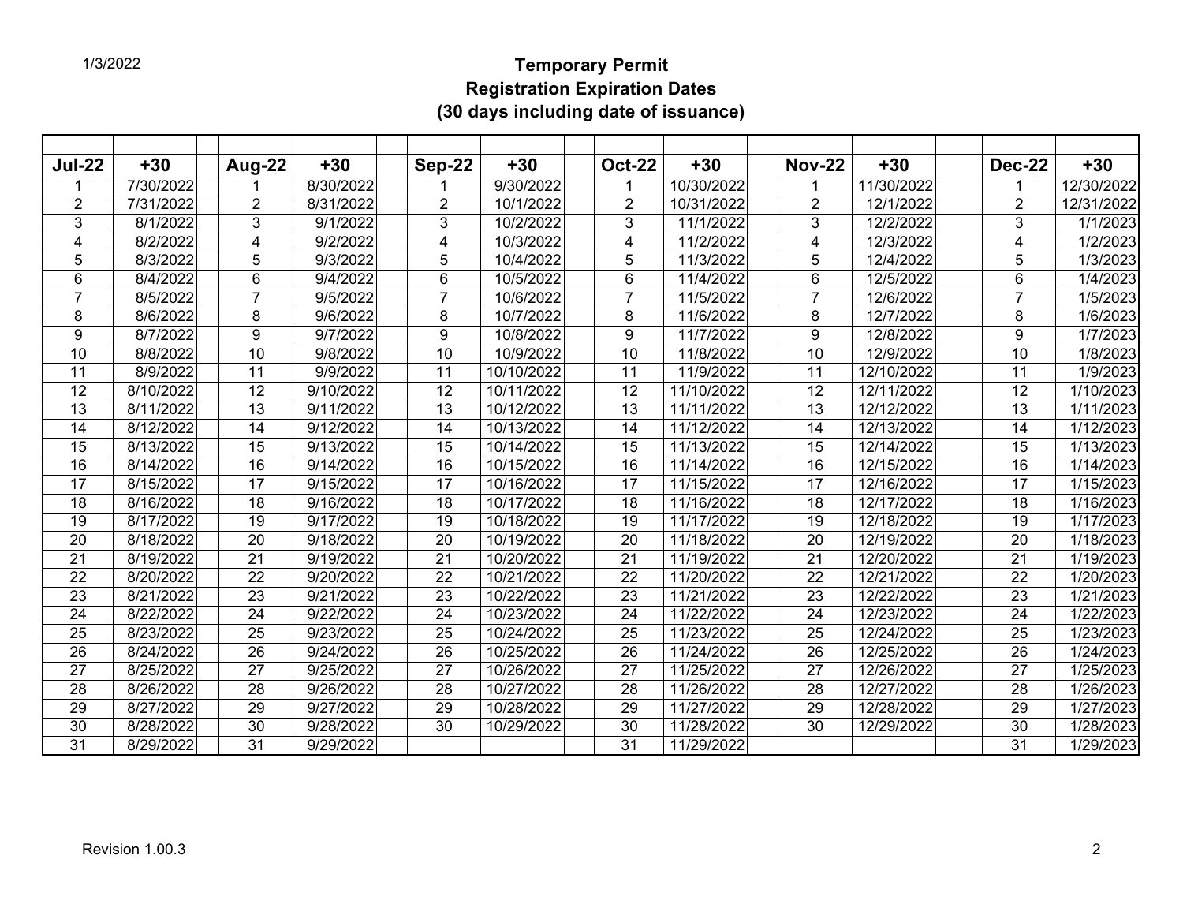1/3/2022

# Temporary Permit
## Registration Expiration Dates
## (30 days including date of issuance)

| Jul-22 | +30 | | Aug-22 | +30 | | Sep-22 | +30 | | Oct-22 | +30 | | Nov-22 | +30 | | Dec-22 | +30 |
|---|---|---|---|---|---|---|---|---|---|---|---|---|---|---|---|---|
| 1 | 7/30/2022 | | 1 | 8/30/2022 | | 1 | 9/30/2022 | | 1 | 10/30/2022 | | 1 | 11/30/2022 | | 1 | 12/30/2022 |
| 2 | 7/31/2022 | | 2 | 8/31/2022 | | 2 | 10/1/2022 | | 2 | 10/31/2022 | | 2 | 12/1/2022 | | 2 | 12/31/2022 |
| 3 | 8/1/2022 | | 3 | 9/1/2022 | | 3 | 10/2/2022 | | 3 | 11/1/2022 | | 3 | 12/2/2022 | | 3 | 1/1/2023 |
| 4 | 8/2/2022 | | 4 | 9/2/2022 | | 4 | 10/3/2022 | | 4 | 11/2/2022 | | 4 | 12/3/2022 | | 4 | 1/2/2023 |
| 5 | 8/3/2022 | | 5 | 9/3/2022 | | 5 | 10/4/2022 | | 5 | 11/3/2022 | | 5 | 12/4/2022 | | 5 | 1/3/2023 |
| 6 | 8/4/2022 | | 6 | 9/4/2022 | | 6 | 10/5/2022 | | 6 | 11/4/2022 | | 6 | 12/5/2022 | | 6 | 1/4/2023 |
| 7 | 8/5/2022 | | 7 | 9/5/2022 | | 7 | 10/6/2022 | | 7 | 11/5/2022 | | 7 | 12/6/2022 | | 7 | 1/5/2023 |
| 8 | 8/6/2022 | | 8 | 9/6/2022 | | 8 | 10/7/2022 | | 8 | 11/6/2022 | | 8 | 12/7/2022 | | 8 | 1/6/2023 |
| 9 | 8/7/2022 | | 9 | 9/7/2022 | | 9 | 10/8/2022 | | 9 | 11/7/2022 | | 9 | 12/8/2022 | | 9 | 1/7/2023 |
| 10 | 8/8/2022 | | 10 | 9/8/2022 | | 10 | 10/9/2022 | | 10 | 11/8/2022 | | 10 | 12/9/2022 | | 10 | 1/8/2023 |
| 11 | 8/9/2022 | | 11 | 9/9/2022 | | 11 | 10/10/2022 | | 11 | 11/9/2022 | | 11 | 12/10/2022 | | 11 | 1/9/2023 |
| 12 | 8/10/2022 | | 12 | 9/10/2022 | | 12 | 10/11/2022 | | 12 | 11/10/2022 | | 12 | 12/11/2022 | | 12 | 1/10/2023 |
| 13 | 8/11/2022 | | 13 | 9/11/2022 | | 13 | 10/12/2022 | | 13 | 11/11/2022 | | 13 | 12/12/2022 | | 13 | 1/11/2023 |
| 14 | 8/12/2022 | | 14 | 9/12/2022 | | 14 | 10/13/2022 | | 14 | 11/12/2022 | | 14 | 12/13/2022 | | 14 | 1/12/2023 |
| 15 | 8/13/2022 | | 15 | 9/13/2022 | | 15 | 10/14/2022 | | 15 | 11/13/2022 | | 15 | 12/14/2022 | | 15 | 1/13/2023 |
| 16 | 8/14/2022 | | 16 | 9/14/2022 | | 16 | 10/15/2022 | | 16 | 11/14/2022 | | 16 | 12/15/2022 | | 16 | 1/14/2023 |
| 17 | 8/15/2022 | | 17 | 9/15/2022 | | 17 | 10/16/2022 | | 17 | 11/15/2022 | | 17 | 12/16/2022 | | 17 | 1/15/2023 |
| 18 | 8/16/2022 | | 18 | 9/16/2022 | | 18 | 10/17/2022 | | 18 | 11/16/2022 | | 18 | 12/17/2022 | | 18 | 1/16/2023 |
| 19 | 8/17/2022 | | 19 | 9/17/2022 | | 19 | 10/18/2022 | | 19 | 11/17/2022 | | 19 | 12/18/2022 | | 19 | 1/17/2023 |
| 20 | 8/18/2022 | | 20 | 9/18/2022 | | 20 | 10/19/2022 | | 20 | 11/18/2022 | | 20 | 12/19/2022 | | 20 | 1/18/2023 |
| 21 | 8/19/2022 | | 21 | 9/19/2022 | | 21 | 10/20/2022 | | 21 | 11/19/2022 | | 21 | 12/20/2022 | | 21 | 1/19/2023 |
| 22 | 8/20/2022 | | 22 | 9/20/2022 | | 22 | 10/21/2022 | | 22 | 11/20/2022 | | 22 | 12/21/2022 | | 22 | 1/20/2023 |
| 23 | 8/21/2022 | | 23 | 9/21/2022 | | 23 | 10/22/2022 | | 23 | 11/21/2022 | | 23 | 12/22/2022 | | 23 | 1/21/2023 |
| 24 | 8/22/2022 | | 24 | 9/22/2022 | | 24 | 10/23/2022 | | 24 | 11/22/2022 | | 24 | 12/23/2022 | | 24 | 1/22/2023 |
| 25 | 8/23/2022 | | 25 | 9/23/2022 | | 25 | 10/24/2022 | | 25 | 11/23/2022 | | 25 | 12/24/2022 | | 25 | 1/23/2023 |
| 26 | 8/24/2022 | | 26 | 9/24/2022 | | 26 | 10/25/2022 | | 26 | 11/24/2022 | | 26 | 12/25/2022 | | 26 | 1/24/2023 |
| 27 | 8/25/2022 | | 27 | 9/25/2022 | | 27 | 10/26/2022 | | 27 | 11/25/2022 | | 27 | 12/26/2022 | | 27 | 1/25/2023 |
| 28 | 8/26/2022 | | 28 | 9/26/2022 | | 28 | 10/27/2022 | | 28 | 11/26/2022 | | 28 | 12/27/2022 | | 28 | 1/26/2023 |
| 29 | 8/27/2022 | | 29 | 9/27/2022 | | 29 | 10/28/2022 | | 29 | 11/27/2022 | | 29 | 12/28/2022 | | 29 | 1/27/2023 |
| 30 | 8/28/2022 | | 30 | 9/28/2022 | | 30 | 10/29/2022 | | 30 | 11/28/2022 | | 30 | 12/29/2022 | | 30 | 1/28/2023 |
| 31 | 8/29/2022 | | 31 | 9/29/2022 | | | | | 31 | 11/29/2022 | | | | | 31 | 1/29/2023 |

Revision 1.00.3